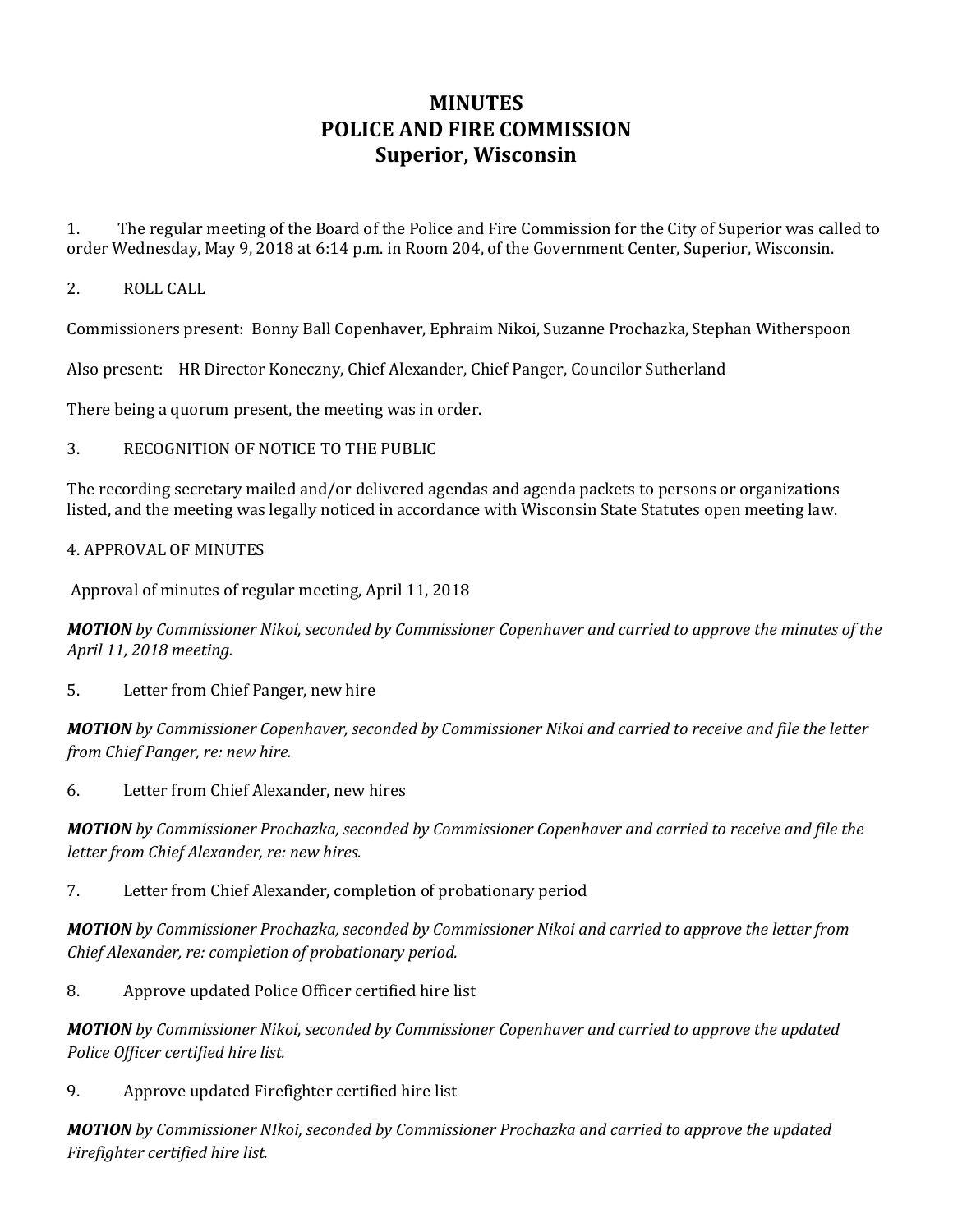# MINUTES
# POLICE AND FIRE COMMISSION
# Superior, Wisconsin

1. The regular meeting of the Board of the Police and Fire Commission for the City of Superior was called to order Wednesday, May 9, 2018 at 6:14 p.m. in Room 204, of the Government Center, Superior, Wisconsin.

2. ROLL CALL

Commissioners present: Bonny Ball Copenhaver, Ephraim Nikoi, Suzanne Prochazka, Stephan Witherspoon

Also present: HR Director Koneczny, Chief Alexander, Chief Panger, Councilor Sutherland

There being a quorum present, the meeting was in order.

3. RECOGNITION OF NOTICE TO THE PUBLIC

The recording secretary mailed and/or delivered agendas and agenda packets to persons or organizations listed, and the meeting was legally noticed in accordance with Wisconsin State Statutes open meeting law.

4. APPROVAL OF MINUTES

Approval of minutes of regular meeting, April 11, 2018

***MOTION** by Commissioner Nikoi, seconded by Commissioner Copenhaver and carried to approve the minutes of the April 11, 2018 meeting.*

5. Letter from Chief Panger, new hire

***MOTION** by Commissioner Copenhaver, seconded by Commissioner Nikoi and carried to receive and file the letter from Chief Panger, re: new hire.*

6. Letter from Chief Alexander, new hires

***MOTION** by Commissioner Prochazka, seconded by Commissioner Copenhaver and carried to receive and file the letter from Chief Alexander, re: new hires.*

7. Letter from Chief Alexander, completion of probationary period

***MOTION** by Commissioner Prochazka, seconded by Commissioner Nikoi and carried to approve the letter from Chief Alexander, re: completion of probationary period.*

8. Approve updated Police Officer certified hire list

***MOTION** by Commissioner Nikoi, seconded by Commissioner Copenhaver and carried to approve the updated Police Officer certified hire list.*

9. Approve updated Firefighter certified hire list

***MOTION** by Commissioner NIkoi, seconded by Commissioner Prochazka and carried to approve the updated Firefighter certified hire list.*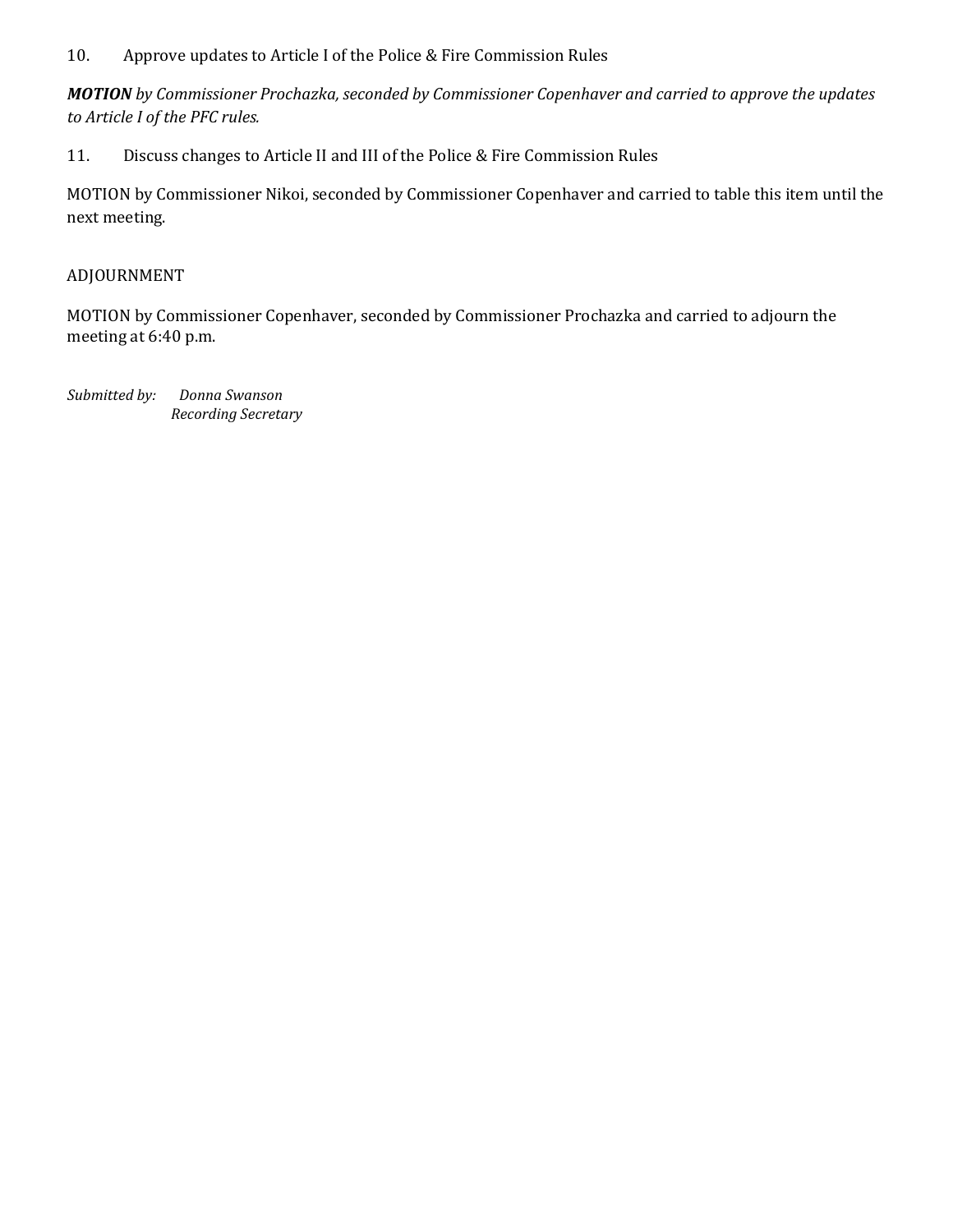10. Approve updates to Article I of the Police & Fire Commission Rules

***MOTION*** *by Commissioner Prochazka, seconded by Commissioner Copenhaver and carried to approve the updates to Article I of the PFC rules.*

11. Discuss changes to Article II and III of the Police & Fire Commission Rules

MOTION by Commissioner Nikoi, seconded by Commissioner Copenhaver and carried to table this item until the next meeting.

ADJOURNMENT

MOTION by Commissioner Copenhaver, seconded by Commissioner Prochazka and carried to adjourn the meeting at 6:40 p.m.

*Submitted by: Donna Swanson*
*Recording Secretary*